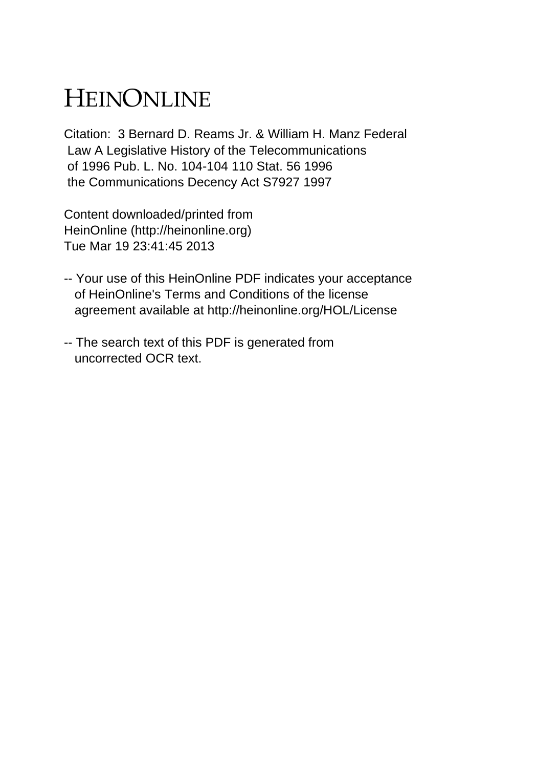# HEINONLINE

Citation: 3 Bernard D. Reams Jr. & William H. Manz Federal Law A Legislative History of the Telecommunications of 1996 Pub. L. No. 104-104 110 Stat. 56 1996 the Communications Decency Act S7927 1997

Content downloaded/printed from HeinOnline (http://heinonline.org)
Tue Mar 19 23:41:45 2013

-- Your use of this HeinOnline PDF indicates your acceptance of HeinOnline's Terms and Conditions of the license agreement available at http://heinonline.org/HOL/License

-- The search text of this PDF is generated from uncorrected OCR text.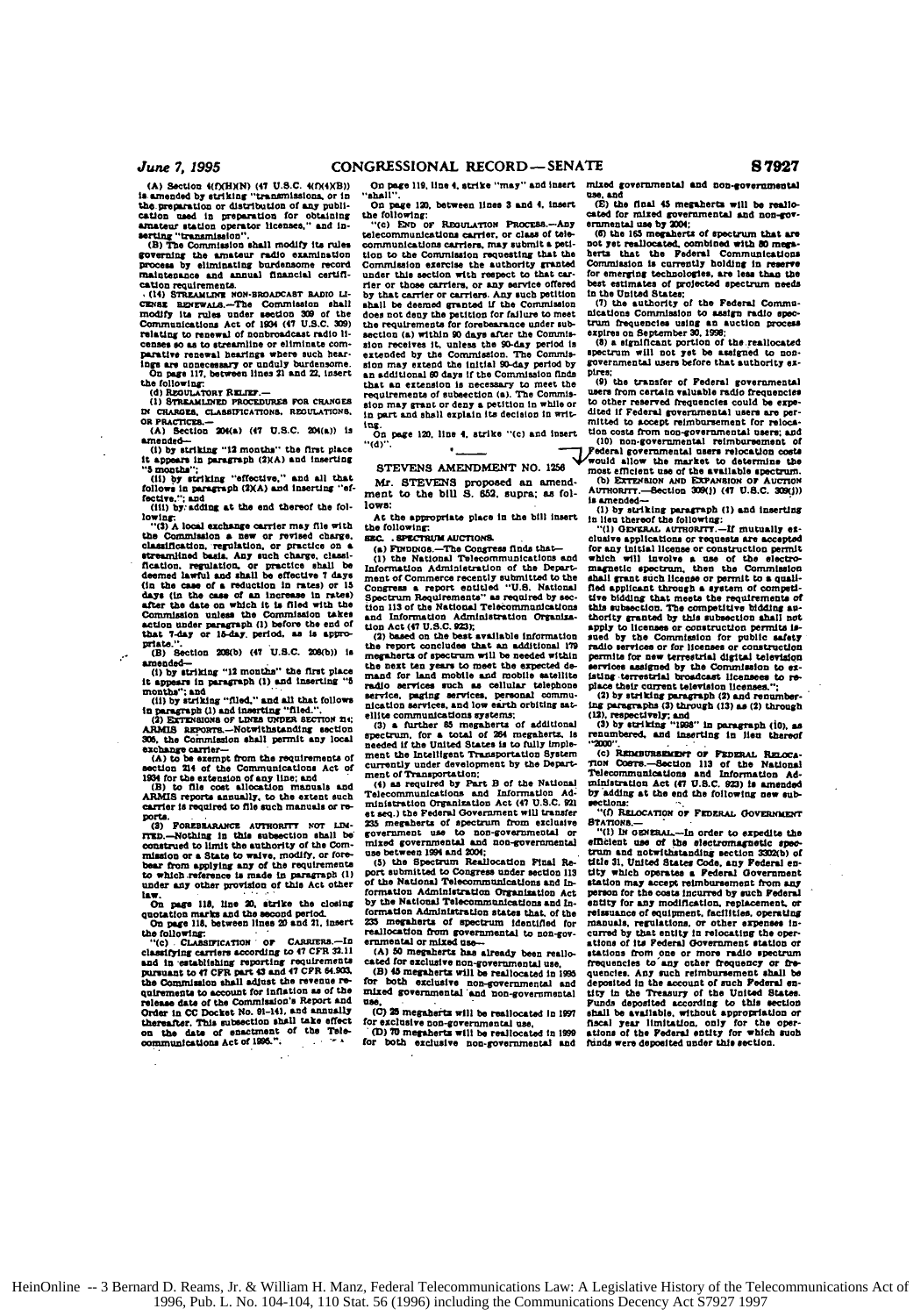(A) Section 4(f)(H)(N) (47 U.S.C. 4(f)(4)(B)) is amended by striking "transmissions, or in the preparation or distribution of any publication used in preparation for obtaining amateur station operator licenses," and inserting "transmission".

(B) The Commission shall modify its rules governing the amateur radio examination process by eliminating burdensome record maintenance and annual financial certification requirements.

(14) STREAMLINE NON-BROADCAST RADIO LICENSE RENEWALS.—The Commission shall modify its rules under section 309 of the Communications Act of 1934 (47 U.S.C. 309) relating to renewal of nonbroadcast radio licenses so as to streamline or eliminate comparative renewal hearings where such hearings are unnecessary or unduly burdensome.

On page 117, between lines 21 and 22, insert the following:

(d) REGULATORY RELIEF.—

(1) STREAMLINED PROCEDURES FOR CHANGES IN CHARGES, CLASSIFICATIONS, REGULATIONS, OR PRACTICES.—

(A) Section 204(a) (47 U.S.C. 204(a)) is amended—

(i) by striking "12 months" the first place it appears in paragraph (2)(A) and inserting "5 months";

(ii) by striking "effective," and all that follows in paragraph (2)(A) and inserting "effective."; and

(iii) by adding at the end thereof the following:

"(3) A local exchange carrier may file with the Commission a new or revised charge, classification, regulation, or practice on a streamlined basis. Any such charge, classification, regulation, or practice shall be deemed lawful and shall be effective 7 days (in the case of a reduction in rates) or 15 days (in the case of an increase in rates) after the date on which it is filed with the Commission unless the Commission takes action under paragraph (1) before the end of that 7-day or 15-day period, as is appropriate.".

(B) Section 208(b) (47 U.S.C. 208(b)) is amended—

(i) by striking "12 months" the first place it appears in paragraph (1) and inserting "5 months"; and

(ii) by striking "filed," and all that follows in paragraph (1) and inserting "filed.".

(2) EXTENSIONS OF LINES UNDER SECTION 214; ARMIS REPORTS.—Notwithstanding section 305, the Commission shall permit any local exchange carrier—

(A) to be exempt from the requirements of section 214 of the Communications Act of 1934 for the extension of any line; and

(B) to file cost allocation manuals and ARMIS reports annually, to the extent such carrier is required to file such manuals or reports.

(3) FORBEARANCE AUTHORITY NOT LIMITED.—Nothing in this subsection shall be construed to limit the authority of the Commission or a State to waive, modify, or forebear from applying any of the requirements to which reference is made in paragraph (1) under any other provision of this Act other law.

On page 118, line 20, strike the closing quotation marks and the second period.

On page 118, between lines 20 and 21, insert the following:

"(c) CLASSIFICATION OF CARRIERS.—In classifying carriers according to 47 CFR 32.11 and in establishing reporting requirements pursuant to 47 CFR part 43 and 47 CFR 64.903, the Commission shall adjust the revenue requirements to account for inflation as of the release date of the Commission's Report and Order in CC Docket No. 91-141, and annually thereafter. This subsection shall take effect on the date of enactment of the Telecommunications Act of 1995.".

On page 119, line 4, strike "may" and insert "shall".

On page 120, between lines 3 and 4, insert the following:

"(c) END OF REGULATION PROCESS.—Any telecommunications carrier, or class of telecommunications carriers, may submit a petition to the Commission requesting that the Commission exercise the authority granted under this section with respect to that carrier or those carriers, or any service offered by that carrier or carriers. Any such petition shall be deemed granted if the Commission does not deny the petition for failure to meet the requirements for forebearance under subsection (a) within 90 days after the Commission receives it, unless the 90-day period is extended by the Commission. The Commission may extend the initial 90-day period by an additional 60 days if the Commission finds that an extension is necessary to meet the requirements of subsection (a). The Commission may grant or deny a petition in while or in part and shall explain its decision in writing.

On page 120, line 4, strike "(c) and insert "(d)".

## STEVENS AMENDMENT NO. 1256

Mr. STEVENS proposed an amendment to the bill S. 652, supra; as follows:

At the appropriate place in the bill insert the following:

SEC. . SPECTRUM AUCTIONS.

(a) FINDINGS.—The Congress finds that—

(1) the National Telecommunications and Information Administration of the Department of Commerce recently submitted to the Congress a report entitled "U.S. National Spectrum Requirements" as required by section 113 of the National Telecommunications and Information Administration Organization Act (47 U.S.C. 923);

(2) based on the best available information the report concludes that an additional 179 megahertz of spectrum will be needed within the next ten years to meet the expected demand for land mobile and mobile satellite radio services such as cellular telephone service, paging services, personal communication services, and low earth orbiting satellite communications systems;

(3) a further 85 megahertz of additional spectrum, for a total of 264 megahertz, is needed if the United States is to fully implement the Intelligent Transportation System currently under development by the Department of Transportation;

(4) as required by Part B of the National Telecommunications and Information Administration Organization Act (47 U.S.C. 921 et seq.) the Federal Government will transfer 235 megahertz of spectrum from exclusive government use to non-governmental or mixed governmental and non-governmental use between 1994 and 2004;

(5) the Spectrum Reallocation Final Report submitted to Congress under section 113 of the National Telecommunications and Information Administration Organization Act by the National Telecommunications and Information Administration states that, of the 235 megahertz of spectrum identified for reallocation from governmental to non-governmental or mixed use—

(A) 50 megahertz has already been reallocated for exclusive non-governmental use,

(B) 45 megahertz will be reallocated in 1995 for both exclusive non-governmental and mixed governmental and non-governmental use,

(C) 25 megahertz will be reallocated in 1997 for exclusive non-governmental use,

(D) 70 megahertz will be reallocated in 1999 for both exclusive non-governmental and mixed governmental and non-governmental use, and

(E) the final 45 megahertz will be reallocated for mixed governmental and non-governmental use by 2004;

(6) the 165 megahertz of spectrum that are not yet reallocated, combined with 80 megahertz that the Federal Communications Commission is currently holding in reserve for emerging technologies, are less than the best estimates of projected spectrum needs in the United States;

(7) the authority of the Federal Communications Commission to assign radio spectrum frequencies using an auction process expires on September 30, 1998;

(8) a significant portion of the reallocated spectrum will not yet be assigned to nongovernmental users before that authority expires;

(9) the transfer of Federal governmental users from certain valuable radio frequencies to other reserved frequencies could be expedited if Federal governmental users are permitted to accept reimbursement for relocation costs from non-governmental users; and

(10) non-governmental reimbursement of Federal governmental users relocation costs would allow the market to determine the most efficient use of the available spectrum.

(b) EXTENSION AND EXPANSION OF AUCTION AUTHORITY.—Section 309(j) (47 U.S.C. 309(j)) is amended—

(1) by striking paragraph (1) and inserting in lieu thereof the following:

"(1) GENERAL AUTHORITY.—If mutually exclusive applications or requests are accepted for any initial license or construction permit which will involve a use of the electromagnetic spectrum, then the Commission shall grant such license or permit to a qualified applicant through a system of competitive bidding that meets the requirements of this subsection. The competitive bidding authority granted by this subsection shall not apply to licenses or construction permits issued by the Commission for public safety radio services or for licenses or construction permits for new terrestrial digital television services assigned by the Commission to existing terrestrial broadcast licensees to replace their current television licenses.";

(2) by striking paragraph (2) and renumbering paragraphs (3) through (13) as (2) through (12), respectively; and

(3) by striking "1998" in paragraph (10), as renumbered, and inserting in lieu thereof "2000".

(c) REIMBURSEMENT OF FEDERAL RELOCATION COSTS.—Section 113 of the National Telecommunications and Information Administration Act (47 U.S.C. 923) is amended by adding at the end the following new subsections:

"(f) RELOCATION OF FEDERAL GOVERNMENT STATIONS.—

"(1) IN GENERAL.—In order to expedite the efficient use of the electromagnetic spectrum and notwithstanding section 3302(b) of title 31, United States Code, any Federal entity which operates a Federal Government station may accept reimbursement from any person for the costs incurred by such Federal entity for any modification, replacement, or reissuance of equipment, facilities, operating manuals, regulations, or other expenses incurred by that entity in relocating the operations of its Federal Government station or stations from one or more radio spectrum frequencies to any other frequency or frequencies. Any such reimbursement shall be deposited in the account of such Federal entity in the Treasury of the United States. Funds deposited according to this section shall be available, without appropriation or fiscal year limitation, only for the operations of the Federal entity for which such funds were deposited under this section.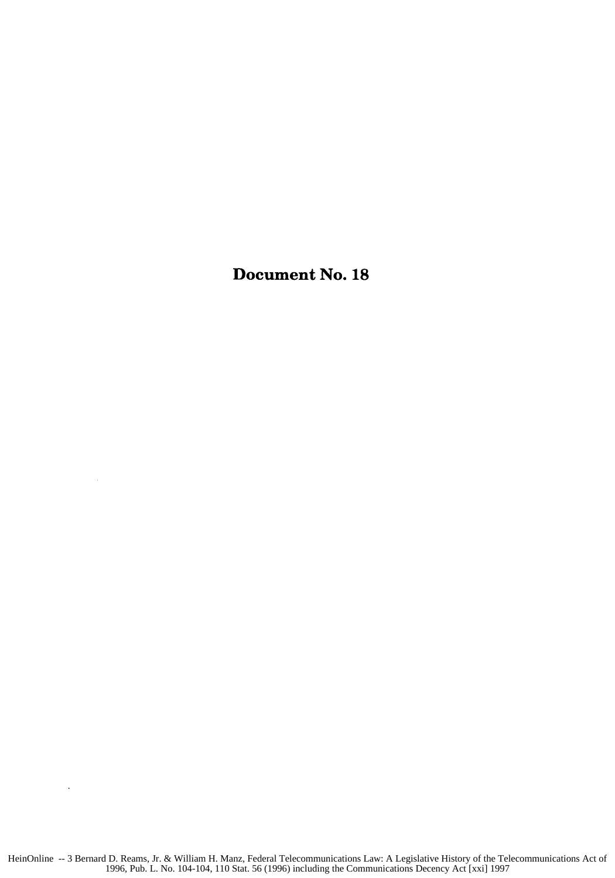# Document No. 18